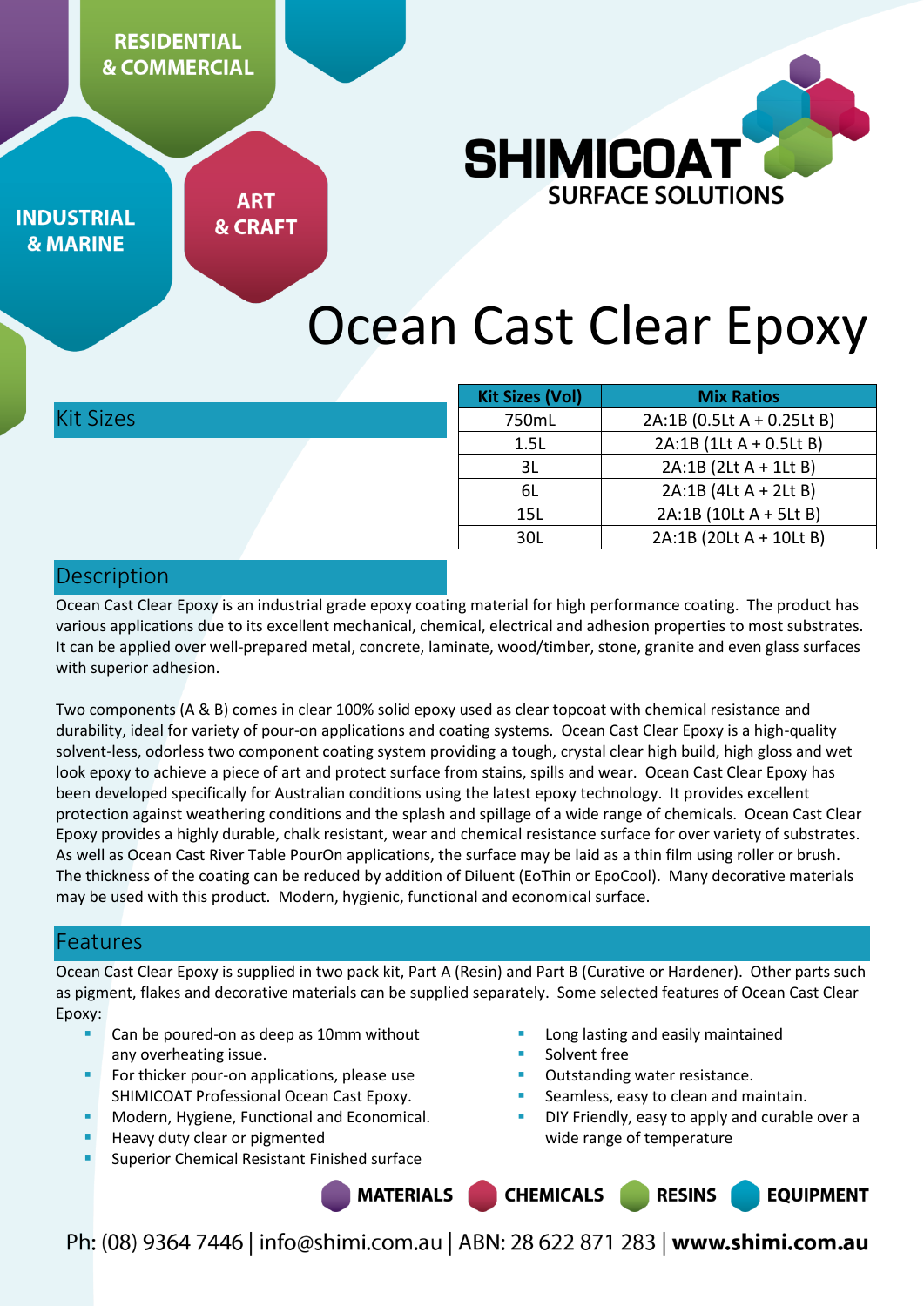RESIDENTIAL & COMMERCIAL

INDUSTRIAL & MARINE

ART & CRAFT

SHIMICOAT SURFACE SOLUTIONS

# Ocean Cast Clear Epoxy

## Kit Sizes

| Kit Sizes (Vol) | Mix Ratios |
|---|---|
| 750mL | 2A:1B (0.5Lt A + 0.25Lt B) |
| 1.5L | 2A:1B (1Lt A + 0.5Lt B) |
| 3L | 2A:1B (2Lt A + 1Lt B) |
| 6L | 2A:1B (4Lt A + 2Lt B) |
| 15L | 2A:1B (10Lt A + 5Lt B) |
| 30L | 2A:1B (20Lt A + 10Lt B) |

## Description

Ocean Cast Clear Epoxy is an industrial grade epoxy coating material for high performance coating. The product has various applications due to its excellent mechanical, chemical, electrical and adhesion properties to most substrates. It can be applied over well-prepared metal, concrete, laminate, wood/timber, stone, granite and even glass surfaces with superior adhesion.

Two components (A & B) comes in clear 100% solid epoxy used as clear topcoat with chemical resistance and durability, ideal for variety of pour-on applications and coating systems. Ocean Cast Clear Epoxy is a high-quality solvent-less, odorless two component coating system providing a tough, crystal clear high build, high gloss and wet look epoxy to achieve a piece of art and protect surface from stains, spills and wear. Ocean Cast Clear Epoxy has been developed specifically for Australian conditions using the latest epoxy technology. It provides excellent protection against weathering conditions and the splash and spillage of a wide range of chemicals. Ocean Cast Clear Epoxy provides a highly durable, chalk resistant, wear and chemical resistance surface for over variety of substrates. As well as Ocean Cast River Table PourOn applications, the surface may be laid as a thin film using roller or brush. The thickness of the coating can be reduced by addition of Diluent (EoThin or EpoCool). Many decorative materials may be used with this product. Modern, hygienic, functional and economical surface.

## Features

Ocean Cast Clear Epoxy is supplied in two pack kit, Part A (Resin) and Part B (Curative or Hardener). Other parts such as pigment, flakes and decorative materials can be supplied separately. Some selected features of Ocean Cast Clear Epoxy:

- Can be poured-on as deep as 10mm without any overheating issue.
- For thicker pour-on applications, please use SHIMICOAT Professional Ocean Cast Epoxy.
- Modern, Hygiene, Functional and Economical.
- Heavy duty clear or pigmented
- Superior Chemical Resistant Finished surface
- Long lasting and easily maintained
- Solvent free
- Outstanding water resistance.
- Seamless, easy to clean and maintain.
- DIY Friendly, easy to apply and curable over a wide range of temperature

MATERIALS CHEMICALS RESINS EQUIPMENT

Ph: (08) 9364 7446 | info@shimi.com.au | ABN: 28 622 871 283 | **www.shimi.com.au**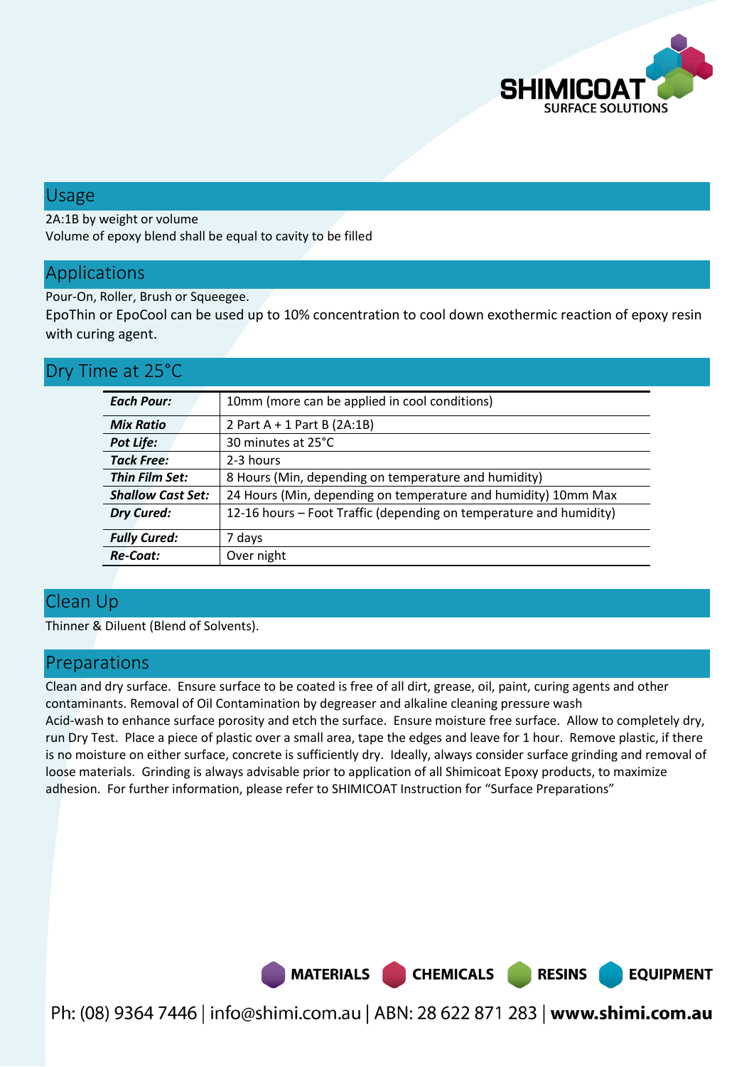## Usage

2A:1B by weight or volume
Volume of epoxy blend shall be equal to cavity to be filled

## Applications

Pour-On, Roller, Brush or Squeegee.
EpoThin or EpoCool can be used up to 10% concentration to cool down exothermic reaction of epoxy resin with curing agent.

## Dry Time at 25°C

| | |
|---|---|
| ***Each Pour:*** | 10mm (more can be applied in cool conditions) |
| ***Mix Ratio*** | 2 Part A + 1 Part B (2A:1B) |
| ***Pot Life:*** | 30 minutes at 25°C |
| ***Tack Free:*** | 2-3 hours |
| ***Thin Film Set:*** | 8 Hours (Min, depending on temperature and humidity) |
| ***Shallow Cast Set:*** | 24 Hours (Min, depending on temperature and humidity) 10mm Max |
| ***Dry Cured:*** | 12-16 hours – Foot Traffic (depending on temperature and humidity) |
| ***Fully Cured:*** | 7 days |
| ***Re-Coat:*** | Over night |

## Clean Up

Thinner & Diluent (Blend of Solvents).

## Preparations

Clean and dry surface. Ensure surface to be coated is free of all dirt, grease, oil, paint, curing agents and other contaminants. Removal of Oil Contamination by degreaser and alkaline cleaning pressure wash
Acid-wash to enhance surface porosity and etch the surface. Ensure moisture free surface. Allow to completely dry, run Dry Test. Place a piece of plastic over a small area, tape the edges and leave for 1 hour. Remove plastic, if there is no moisture on either surface, concrete is sufficiently dry. Ideally, always consider surface grinding and removal of loose materials. Grinding is always advisable prior to application of all Shimicoat Epoxy products, to maximize adhesion. For further information, please refer to SHIMICOAT Instruction for "Surface Preparations"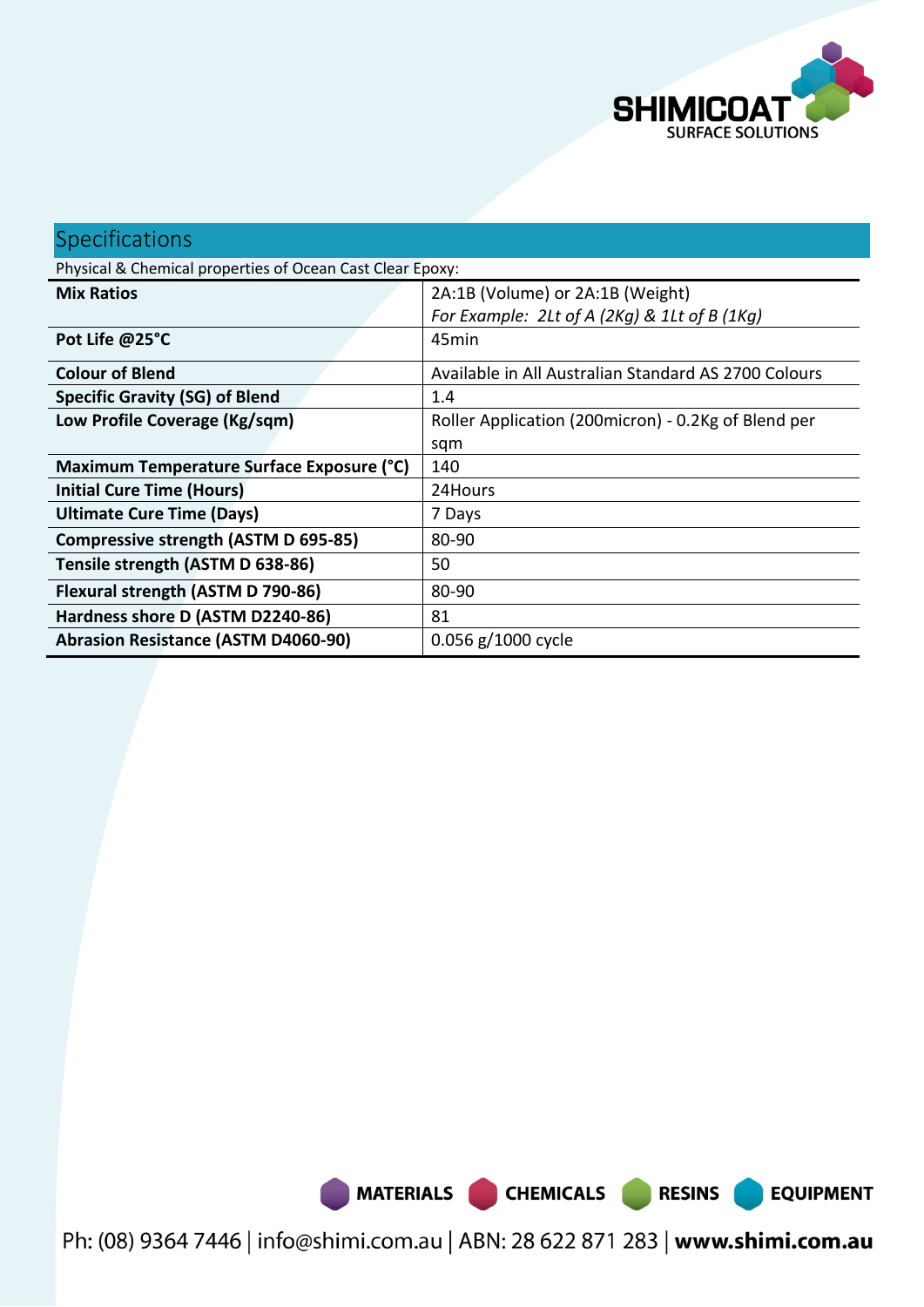## Specifications

Physical & Chemical properties of Ocean Cast Clear Epoxy:

| | |
|---|---|
| **Mix Ratios** | 2A:1B (Volume) or 2A:1B (Weight)<br>*For Example: 2Lt of A (2Kg) & 1Lt of B (1Kg)* |
| **Pot Life @25°C** | 45min |
| **Colour of Blend** | Available in All Australian Standard AS 2700 Colours |
| **Specific Gravity (SG) of Blend** | 1.4 |
| **Low Profile Coverage (Kg/sqm)** | Roller Application (200micron) - 0.2Kg of Blend per sqm |
| **Maximum Temperature Surface Exposure (°C)** | 140 |
| **Initial Cure Time (Hours)** | 24Hours |
| **Ultimate Cure Time (Days)** | 7 Days |
| **Compressive strength (ASTM D 695-85)** | 80-90 |
| **Tensile strength (ASTM D 638-86)** | 50 |
| **Flexural strength (ASTM D 790-86)** | 80-90 |
| **Hardness shore D (ASTM D2240-86)** | 81 |
| **Abrasion Resistance (ASTM D4060-90)** | 0.056 g/1000 cycle |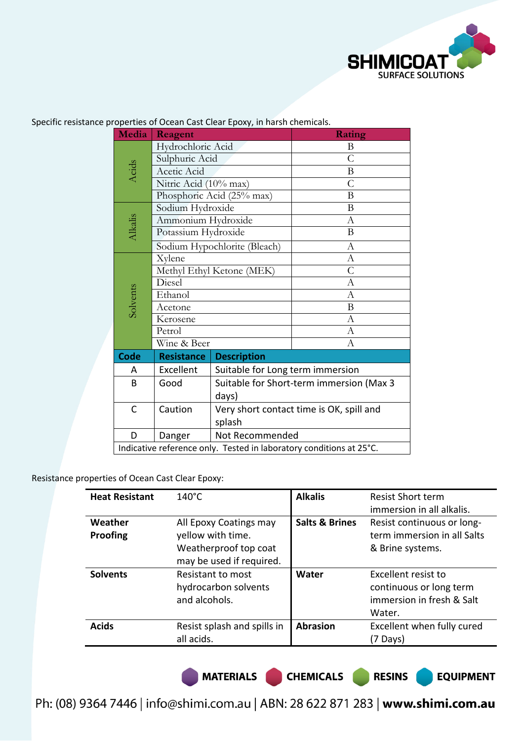Specific resistance properties of Ocean Cast Clear Epoxy, in harsh chemicals.

| Media | Reagent | Rating |
|---|---|---|
| Acids | Hydrochloric Acid | B |
| | Sulphuric Acid | C |
| | Acetic Acid | B |
| | Nitric Acid (10% max) | C |
| | Phosphoric Acid (25% max) | B |
| Alkalis | Sodium Hydroxide | B |
| | Ammonium Hydroxide | A |
| | Potassium Hydroxide | B |
| | Sodium Hypochlorite (Bleach) | A |
| Solvents | Xylene | A |
| | Methyl Ethyl Ketone (MEK) | C |
| | Diesel | A |
| | Ethanol | A |
| | Acetone | B |
| | Kerosene | A |
| | Petrol | A |
| | Wine & Beer | A |

| Code | Resistance | Description |
|---|---|---|
| A | Excellent | Suitable for Long term immersion |
| B | Good | Suitable for Short-term immersion (Max 3 days) |
| C | Caution | Very short contact time is OK, spill and splash |
| D | Danger | Not Recommended |

Indicative reference only. Tested in laboratory conditions at 25°C.

Resistance properties of Ocean Cast Clear Epoxy:

| | | | |
|---|---|---|---|
| **Heat Resistant** | 140°C | **Alkalis** | Resist Short term immersion in all alkalis. |
| **Weather Proofing** | All Epoxy Coatings may yellow with time. Weatherproof top coat may be used if required. | **Salts & Brines** | Resist continuous or long-term immersion in all Salts & Brine systems. |
| **Solvents** | Resistant to most hydrocarbon solvents and alcohols. | **Water** | Excellent resist to continuous or long term immersion in fresh & Salt Water. |
| **Acids** | Resist splash and spills in all acids. | **Abrasion** | Excellent when fully cured (7 Days) |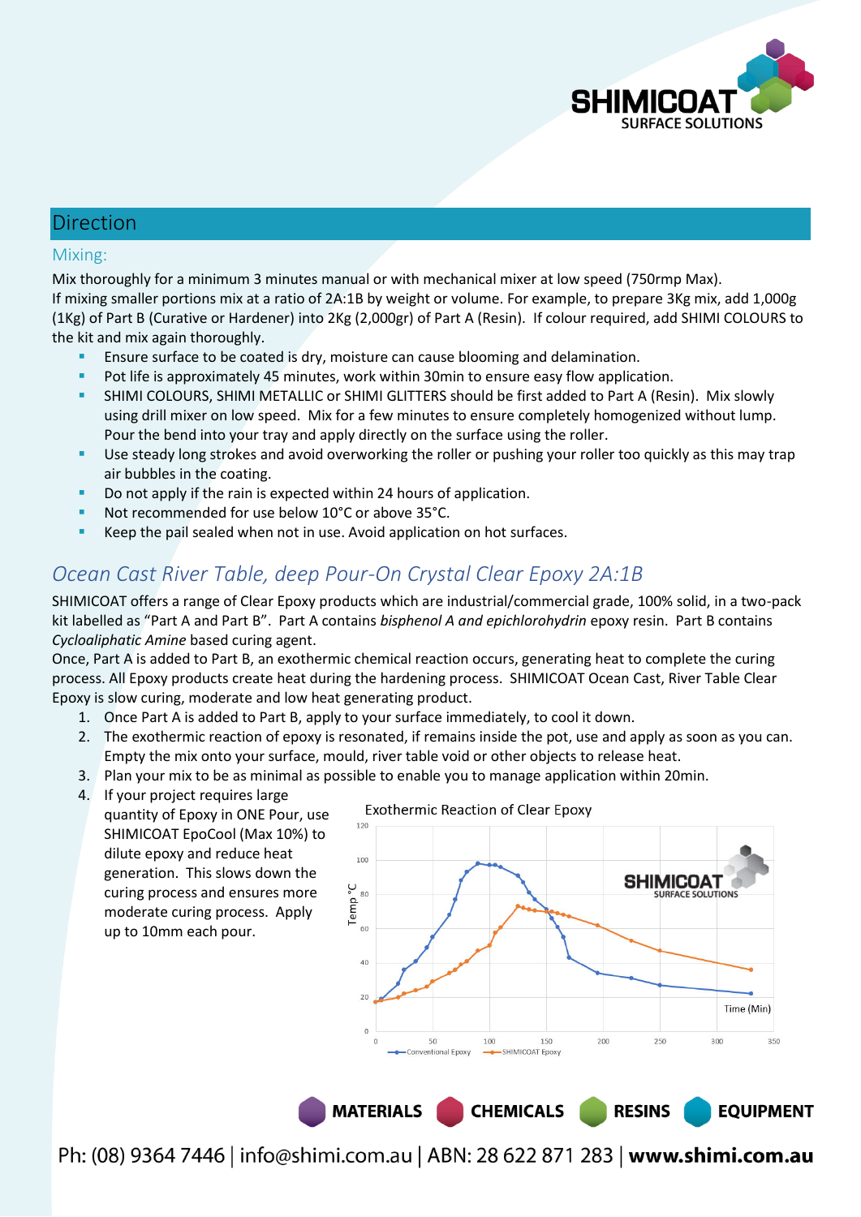## Direction

### Mixing:

Mix thoroughly for a minimum 3 minutes manual or with mechanical mixer at low speed (750rmp Max).
If mixing smaller portions mix at a ratio of 2A:1B by weight or volume. For example, to prepare 3Kg mix, add 1,000g (1Kg) of Part B (Curative or Hardener) into 2Kg (2,000gr) of Part A (Resin). If colour required, add SHIMI COLOURS to the kit and mix again thoroughly.

- Ensure surface to be coated is dry, moisture can cause blooming and delamination.
- Pot life is approximately 45 minutes, work within 30min to ensure easy flow application.
- SHIMI COLOURS, SHIMI METALLIC or SHIMI GLITTERS should be first added to Part A (Resin). Mix slowly using drill mixer on low speed. Mix for a few minutes to ensure completely homogenized without lump. Pour the bend into your tray and apply directly on the surface using the roller.
- Use steady long strokes and avoid overworking the roller or pushing your roller too quickly as this may trap air bubbles in the coating.
- Do not apply if the rain is expected within 24 hours of application.
- Not recommended for use below 10°C or above 35°C.
- Keep the pail sealed when not in use. Avoid application on hot surfaces.

## *Ocean Cast River Table, deep Pour-On Crystal Clear Epoxy 2A:1B*

SHIMICOAT offers a range of Clear Epoxy products which are industrial/commercial grade, 100% solid, in a two-pack kit labelled as "Part A and Part B". Part A contains *bisphenol A and epichlorohydrin* epoxy resin. Part B contains *Cycloaliphatic Amine* based curing agent.
Once, Part A is added to Part B, an exothermic chemical reaction occurs, generating heat to complete the curing process. All Epoxy products create heat during the hardening process. SHIMICOAT Ocean Cast, River Table Clear Epoxy is slow curing, moderate and low heat generating product.

1. Once Part A is added to Part B, apply to your surface immediately, to cool it down.
2. The exothermic reaction of epoxy is resonated, if remains inside the pot, use and apply as soon as you can. Empty the mix onto your surface, mould, river table void or other objects to release heat.
3. Plan your mix to be as minimal as possible to enable you to manage application within 20min.
4. If your project requires large quantity of Epoxy in ONE Pour, use SHIMICOAT EpoCool (Max 10%) to dilute epoxy and reduce heat generation. This slows down the curing process and ensures more moderate curing process. Apply up to 10mm each pour.

Exothermic Reaction of Clear Epoxy

(Chart: Temp °C (0–120) vs Time (Min) (0–350); series: Conventional Epoxy, SHIMICOAT Epoxy)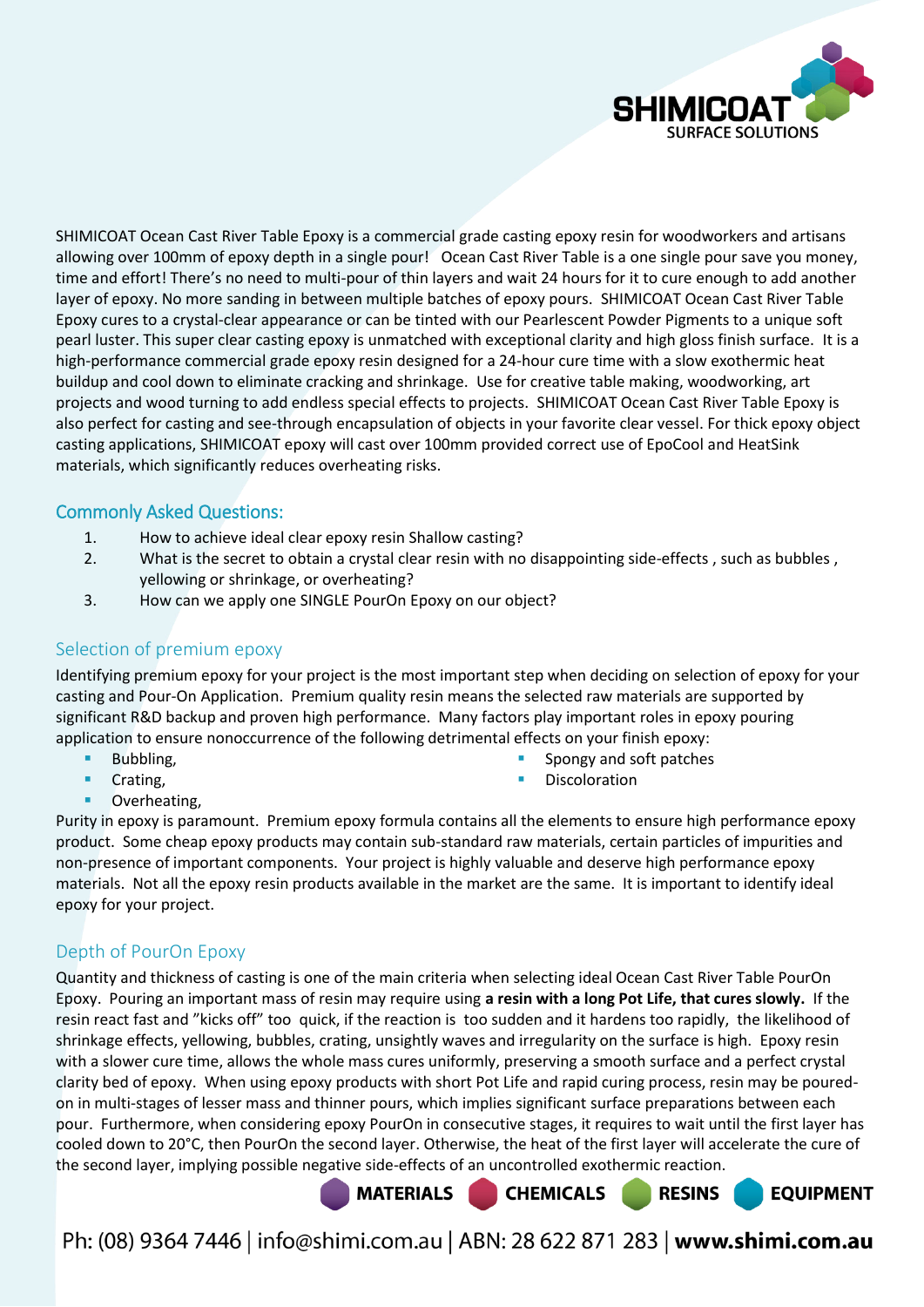SHIMICOAT Ocean Cast River Table Epoxy is a commercial grade casting epoxy resin for woodworkers and artisans allowing over 100mm of epoxy depth in a single pour! Ocean Cast River Table is a one single pour save you money, time and effort! There's no need to multi-pour of thin layers and wait 24 hours for it to cure enough to add another layer of epoxy. No more sanding in between multiple batches of epoxy pours. SHIMICOAT Ocean Cast River Table Epoxy cures to a crystal-clear appearance or can be tinted with our Pearlescent Powder Pigments to a unique soft pearl luster. This super clear casting epoxy is unmatched with exceptional clarity and high gloss finish surface. It is a high-performance commercial grade epoxy resin designed for a 24-hour cure time with a slow exothermic heat buildup and cool down to eliminate cracking and shrinkage. Use for creative table making, woodworking, art projects and wood turning to add endless special effects to projects. SHIMICOAT Ocean Cast River Table Epoxy is also perfect for casting and see-through encapsulation of objects in your favorite clear vessel. For thick epoxy object casting applications, SHIMICOAT epoxy will cast over 100mm provided correct use of EpoCool and HeatSink materials, which significantly reduces overheating risks.

## Commonly Asked Questions:

1. How to achieve ideal clear epoxy resin Shallow casting?
2. What is the secret to obtain a crystal clear resin with no disappointing side-effects , such as bubbles , yellowing or shrinkage, or overheating?
3. How can we apply one SINGLE PourOn Epoxy on our object?

### Selection of premium epoxy

Identifying premium epoxy for your project is the most important step when deciding on selection of epoxy for your casting and Pour-On Application. Premium quality resin means the selected raw materials are supported by significant R&D backup and proven high performance. Many factors play important roles in epoxy pouring application to ensure nonoccurrence of the following detrimental effects on your finish epoxy:

- Bubbling,
- Crating,
- Overheating,
- Spongy and soft patches
- Discoloration

Purity in epoxy is paramount. Premium epoxy formula contains all the elements to ensure high performance epoxy product. Some cheap epoxy products may contain sub-standard raw materials, certain particles of impurities and non-presence of important components. Your project is highly valuable and deserve high performance epoxy materials. Not all the epoxy resin products available in the market are the same. It is important to identify ideal epoxy for your project.

### Depth of PourOn Epoxy

Quantity and thickness of casting is one of the main criteria when selecting ideal Ocean Cast River Table PourOn Epoxy. Pouring an important mass of resin may require using **a resin with a long Pot Life, that cures slowly.** If the resin react fast and "kicks off" too quick, if the reaction is too sudden and it hardens too rapidly, the likelihood of shrinkage effects, yellowing, bubbles, crating, unsightly waves and irregularity on the surface is high. Epoxy resin with a slower cure time, allows the whole mass cures uniformly, preserving a smooth surface and a perfect crystal clarity bed of epoxy. When using epoxy products with short Pot Life and rapid curing process, resin may be poured-on in multi-stages of lesser mass and thinner pours, which implies significant surface preparations between each pour. Furthermore, when considering epoxy PourOn in consecutive stages, it requires to wait until the first layer has cooled down to 20°C, then PourOn the second layer. Otherwise, the heat of the first layer will accelerate the cure of the second layer, implying possible negative side-effects of an uncontrolled exothermic reaction.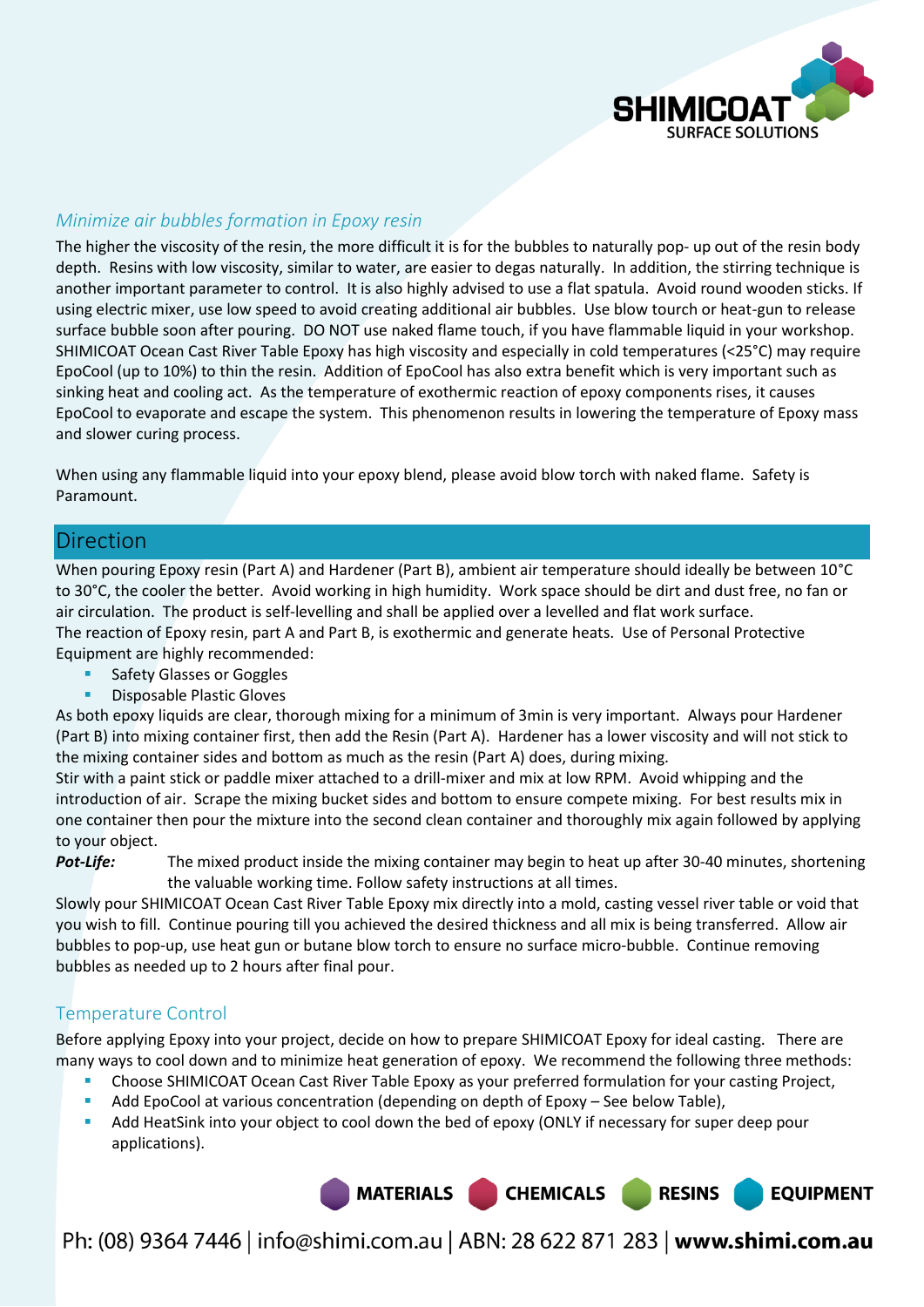### Minimize air bubbles formation in Epoxy resin

The higher the viscosity of the resin, the more difficult it is for the bubbles to naturally pop- up out of the resin body depth. Resins with low viscosity, similar to water, are easier to degas naturally. In addition, the stirring technique is another important parameter to control. It is also highly advised to use a flat spatula. Avoid round wooden sticks. If using electric mixer, use low speed to avoid creating additional air bubbles. Use blow touch or heat-gun to release surface bubble soon after pouring. DO NOT use naked flame touch, if you have flammable liquid in your workshop. SHIMICOAT Ocean Cast River Table Epoxy has high viscosity and especially in cold temperatures (<25°C) may require EpoCool (up to 10%) to thin the resin. Addition of EpoCool has also extra benefit which is very important such as sinking heat and cooling act. As the temperature of exothermic reaction of epoxy components rises, it causes EpoCool to evaporate and escape the system. This phenomenon results in lowering the temperature of Epoxy mass and slower curing process.

When using any flammable liquid into your epoxy blend, please avoid blow torch with naked flame. Safety is Paramount.

## Direction

When pouring Epoxy resin (Part A) and Hardener (Part B), ambient air temperature should ideally be between 10°C to 30°C, the cooler the better. Avoid working in high humidity. Work space should be dirt and dust free, no fan or air circulation. The product is self-levelling and shall be applied over a levelled and flat work surface.
The reaction of Epoxy resin, part A and Part B, is exothermic and generate heats. Use of Personal Protective Equipment are highly recommended:

- Safety Glasses or Goggles
- Disposable Plastic Gloves

As both epoxy liquids are clear, thorough mixing for a minimum of 3min is very important. Always pour Hardener (Part B) into mixing container first, then add the Resin (Part A). Hardener has a lower viscosity and will not stick to the mixing container sides and bottom as much as the resin (Part A) does, during mixing.
Stir with a paint stick or paddle mixer attached to a drill-mixer and mix at low RPM. Avoid whipping and the introduction of air. Scrape the mixing bucket sides and bottom to ensure compete mixing. For best results mix in one container then pour the mixture into the second clean container and thoroughly mix again followed by applying to your object.

***Pot-Life:*** The mixed product inside the mixing container may begin to heat up after 30-40 minutes, shortening the valuable working time. Follow safety instructions at all times.

Slowly pour SHIMICOAT Ocean Cast River Table Epoxy mix directly into a mold, casting vessel river table or void that you wish to fill. Continue pouring till you achieved the desired thickness and all mix is being transferred. Allow air bubbles to pop-up, use heat gun or butane blow torch to ensure no surface micro-bubble. Continue removing bubbles as needed up to 2 hours after final pour.

### Temperature Control

Before applying Epoxy into your project, decide on how to prepare SHIMICOAT Epoxy for ideal casting. There are many ways to cool down and to minimize heat generation of epoxy. We recommend the following three methods:

- Choose SHIMICOAT Ocean Cast River Table Epoxy as your preferred formulation for your casting Project,
- Add EpoCool at various concentration (depending on depth of Epoxy – See below Table),
- Add HeatSink into your object to cool down the bed of epoxy (ONLY if necessary for super deep pour applications).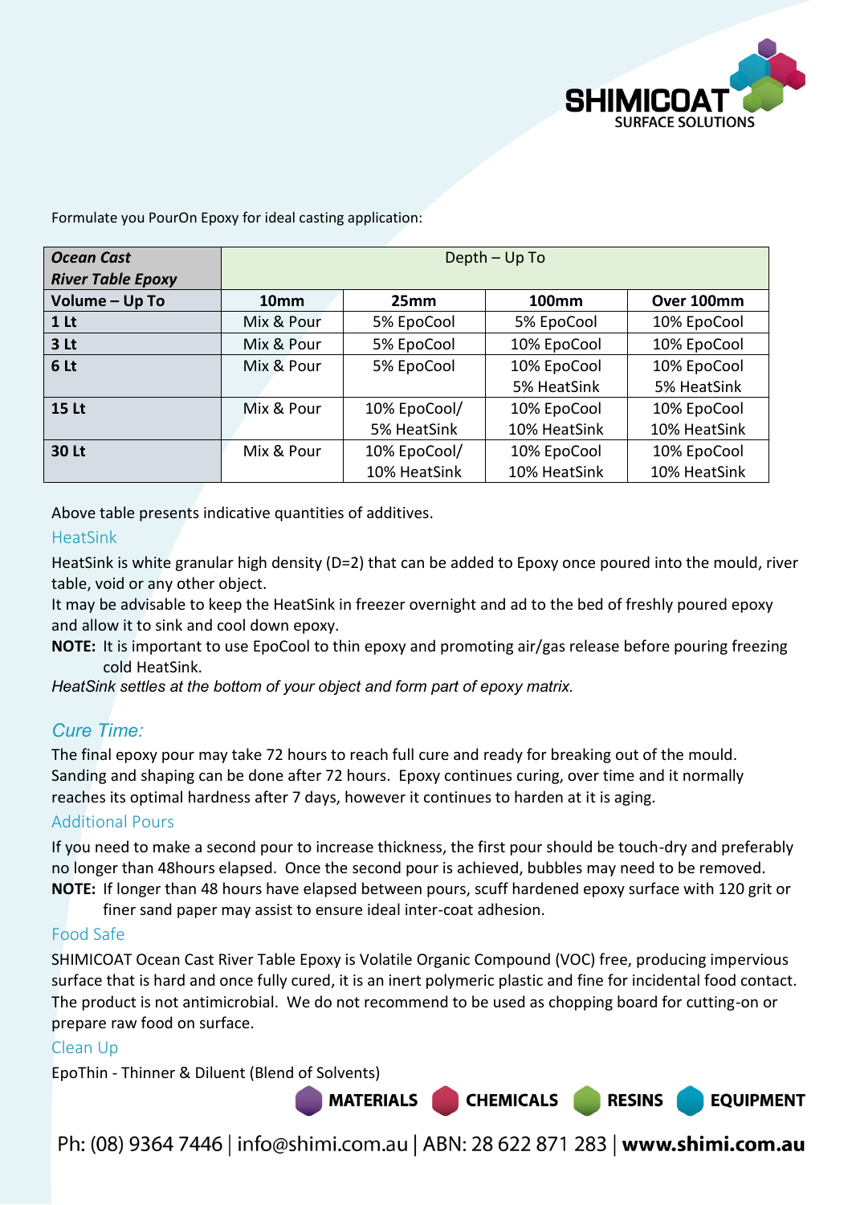Formulate you PourOn Epoxy for ideal casting application:

| ***Ocean Cast River Table Epoxy*** | Depth – Up To | | | |
|---|---|---|---|---|
| **Volume – Up To** | **10mm** | **25mm** | **100mm** | **Over 100mm** |
| **1 Lt** | Mix & Pour | 5% EpoCool | 5% EpoCool | 10% EpoCool |
| **3 Lt** | Mix & Pour | 5% EpoCool | 10% EpoCool | 10% EpoCool |
| **6 Lt** | Mix & Pour | 5% EpoCool | 10% EpoCool 5% HeatSink | 10% EpoCool 5% HeatSink |
| **15 Lt** | Mix & Pour | 10% EpoCool/ 5% HeatSink | 10% EpoCool 10% HeatSink | 10% EpoCool 10% HeatSink |
| **30 Lt** | Mix & Pour | 10% EpoCool/ 10% HeatSink | 10% EpoCool 10% HeatSink | 10% EpoCool 10% HeatSink |

Above table presents indicative quantities of additives.

### HeatSink

HeatSink is white granular high density (D=2) that can be added to Epoxy once poured into the mould, river table, void or any other object.

It may be advisable to keep the HeatSink in freezer overnight and ad to the bed of freshly poured epoxy and allow it to sink and cool down epoxy.

**NOTE:** It is important to use EpoCool to thin epoxy and promoting air/gas release before pouring freezing cold HeatSink.

*HeatSink settles at the bottom of your object and form part of epoxy matrix.*

## *Cure Time:*

The final epoxy pour may take 72 hours to reach full cure and ready for breaking out of the mould. Sanding and shaping can be done after 72 hours. Epoxy continues curing, over time and it normally reaches its optimal hardness after 7 days, however it continues to harden at it is aging.

### Additional Pours

If you need to make a second pour to increase thickness, the first pour should be touch-dry and preferably no longer than 48hours elapsed. Once the second pour is achieved, bubbles may need to be removed.

**NOTE:** If longer than 48 hours have elapsed between pours, scuff hardened epoxy surface with 120 grit or finer sand paper may assist to ensure ideal inter-coat adhesion.

### Food Safe

SHIMICOAT Ocean Cast River Table Epoxy is Volatile Organic Compound (VOC) free, producing impervious surface that is hard and once fully cured, it is an inert polymeric plastic and fine for incidental food contact. The product is not antimicrobial. We do not recommend to be used as chopping board for cutting-on or prepare raw food on surface.

### Clean Up

EpoThin - Thinner & Diluent (Blend of Solvents)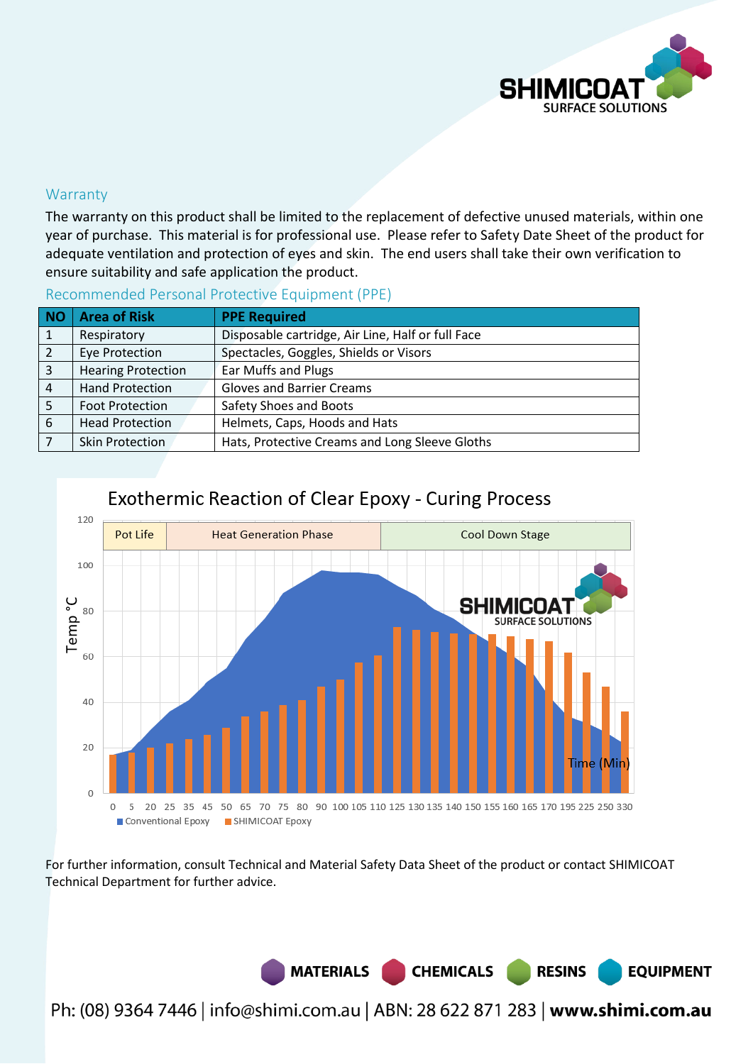## Warranty

The warranty on this product shall be limited to the replacement of defective unused materials, within one year of purchase. This material is for professional use. Please refer to Safety Date Sheet of the product for adequate ventilation and protection of eyes and skin. The end users shall take their own verification to ensure suitability and safe application the product.

## Recommended Personal Protective Equipment (PPE)

| NO | Area of Risk | PPE Required |
|---|---|---|
| 1 | Respiratory | Disposable cartridge, Air Line, Half or full Face |
| 2 | Eye Protection | Spectacles, Goggles, Shields or Visors |
| 3 | Hearing Protection | Ear Muffs and Plugs |
| 4 | Hand Protection | Gloves and Barrier Creams |
| 5 | Foot Protection | Safety Shoes and Boots |
| 6 | Head Protection | Helmets, Caps, Hoods and Hats |
| 7 | Skin Protection | Hats, Protective Creams and Long Sleeve Gloths |

**Exothermic Reaction of Clear Epoxy - Curing Process**

Pot Life | Heat Generation Phase | Cool Down Stage

Temp °C (0–120) vs Time (Min): 0, 5, 20, 25, 35, 45, 50, 65, 70, 75, 80, 90, 100, 105, 110, 125, 130, 135, 140, 150, 155, 160, 165, 170, 195, 225, 250, 330

Conventional Epoxy | SHIMICOAT Epoxy

For further information, consult Technical and Material Safety Data Sheet of the product or contact SHIMICOAT Technical Department for further advice.

MATERIALS CHEMICALS RESINS EQUIPMENT

Ph: (08) 9364 7446 | info@shimi.com.au | ABN: 28 622 871 283 | **www.shimi.com.au**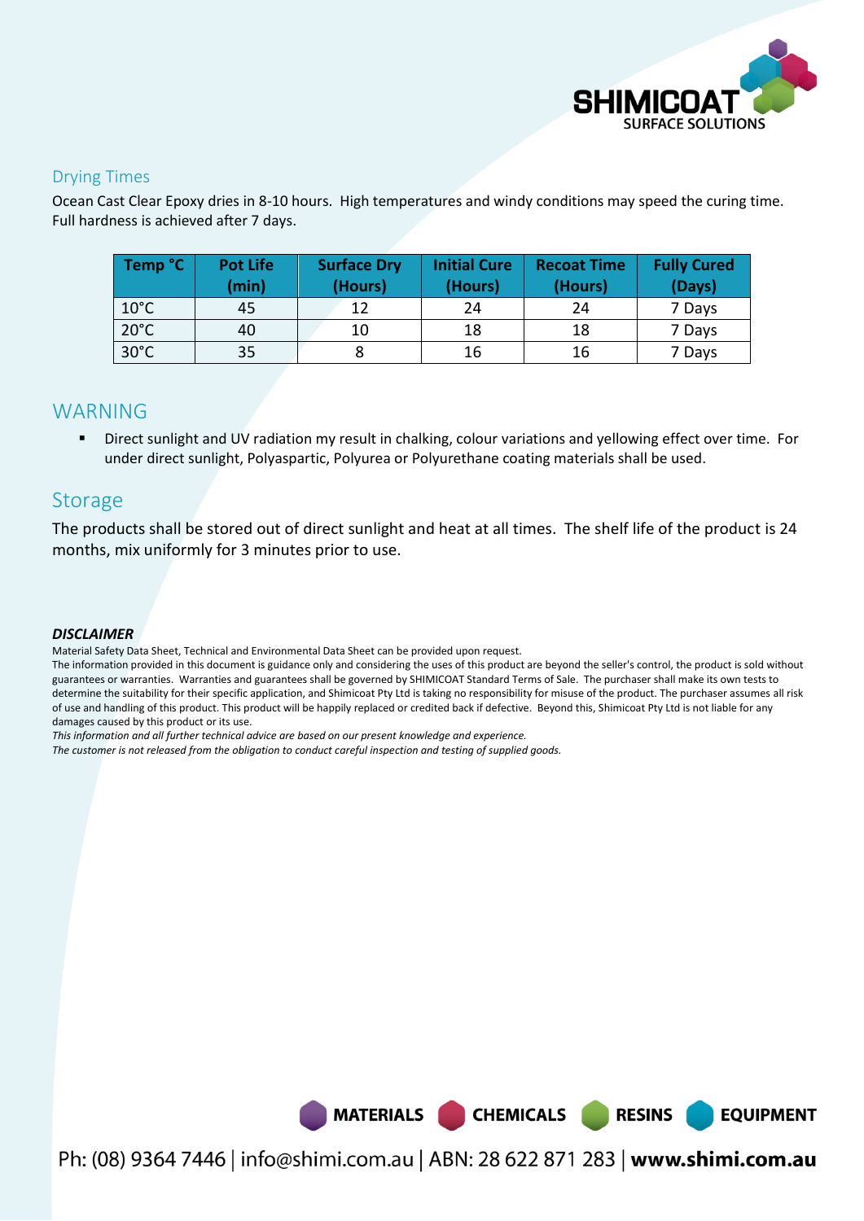## Drying Times

Ocean Cast Clear Epoxy dries in 8-10 hours. High temperatures and windy conditions may speed the curing time. Full hardness is achieved after 7 days.

| Temp °C | Pot Life (min) | Surface Dry (Hours) | Initial Cure (Hours) | Recoat Time (Hours) | Fully Cured (Days) |
|---|---|---|---|---|---|
| 10°C | 45 | 12 | 24 | 24 | 7 Days |
| 20°C | 40 | 10 | 18 | 18 | 7 Days |
| 30°C | 35 | 8 | 16 | 16 | 7 Days |

## WARNING

- Direct sunlight and UV radiation my result in chalking, colour variations and yellowing effect over time. For under direct sunlight, Polyaspartic, Polyurea or Polyurethane coating materials shall be used.

## Storage

The products shall be stored out of direct sunlight and heat at all times. The shelf life of the product is 24 months, mix uniformly for 3 minutes prior to use.

***DISCLAIMER***

Material Safety Data Sheet, Technical and Environmental Data Sheet can be provided upon request.

The information provided in this document is guidance only and considering the uses of this product are beyond the seller's control, the product is sold without guarantees or warranties. Warranties and guarantees shall be governed by SHIMICOAT Standard Terms of Sale. The purchaser shall make its own tests to determine the suitability for their specific application, and Shimicoat Pty Ltd is taking no responsibility for misuse of the product. The purchaser assumes all risk of use and handling of this product. This product will be happily replaced or credited back if defective. Beyond this, Shimicoat Pty Ltd is not liable for any damages caused by this product or its use.

*This information and all further technical advice are based on our present knowledge and experience.*

*The customer is not released from the obligation to conduct careful inspection and testing of supplied goods.*